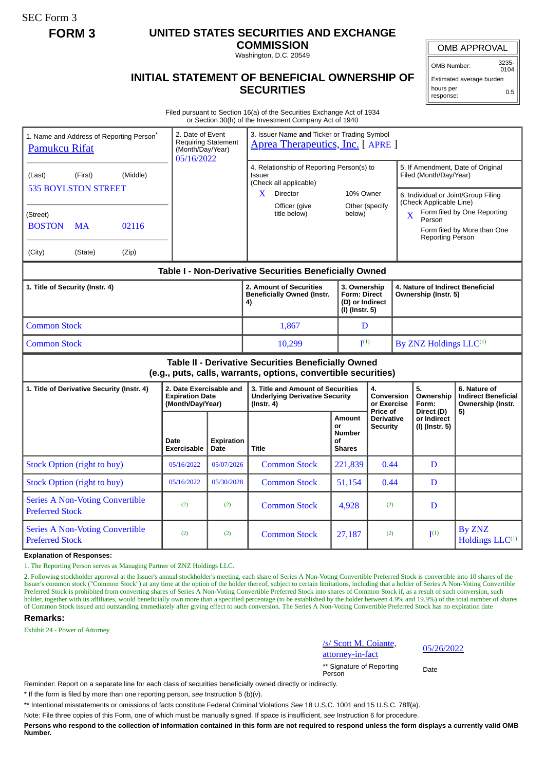SEC Form 3

**FORM 3**

# UNITED STATES SECURITIES AND EXCHANGE COMMISSION

Washington, D.C. 20549

## INITIAL STATEMENT OF BENEFICIAL OWNERSHIP OF SECURITIES

| OMB APPROVAL | |
|---|---|
| OMB Number: | 3235-0104 |
| Estimated average burden | |
| hours per response: | 0.5 |

Filed pursuant to Section 16(a) of the Securities Exchange Act of 1934
or Section 30(h) of the Investment Company Act of 1940

1. Name and Address of Reporting Person*
Pamukcu Rifat

(Last) (First) (Middle)
535 BOYLSTON STREET

(Street)
BOSTON MA 02116

(City) (State) (Zip)

2. Date of Event Requiring Statement (Month/Day/Year)
05/16/2022

3. Issuer Name **and** Ticker or Trading Symbol
Aprea Therapeutics, Inc. [ APRE ]

4. Relationship of Reporting Person(s) to Issuer
(Check all applicable)
X Director
10% Owner
Officer (give title below)
Other (specify below)

5. If Amendment, Date of Original Filed (Month/Day/Year)

6. Individual or Joint/Group Filing (Check Applicable Line)
X Form filed by One Reporting Person
Form filed by More than One Reporting Person

**Table I - Non-Derivative Securities Beneficially Owned**

| 1. Title of Security (Instr. 4) | 2. Amount of Securities Beneficially Owned (Instr. 4) | 3. Ownership Form: Direct (D) or Indirect (I) (Instr. 5) | 4. Nature of Indirect Beneficial Ownership (Instr. 5) |
|---|---|---|---|
| Common Stock | 1,867 | D | |
| Common Stock | 10,299 | I[(1)] | By ZNZ Holdings LLC[(1)] |

**Table II - Derivative Securities Beneficially Owned**
**(e.g., puts, calls, warrants, options, convertible securities)**

| 1. Title of Derivative Security (Instr. 4) | 2. Date Exercisable and Expiration Date (Month/Day/Year) | | 3. Title and Amount of Securities Underlying Derivative Security (Instr. 4) | | 4. Conversion or Exercise Price of Derivative Security | 5. Ownership Form: Direct (D) or Indirect (I) (Instr. 5) | 6. Nature of Indirect Beneficial Ownership (Instr. 5) |
|---|---|---|---|---|---|---|---|
| | Date Exercisable | Expiration Date | Title | Amount or Number of Shares | | | |
| Stock Option (right to buy) | 05/16/2022 | 05/07/2026 | Common Stock | 221,839 | 0.44 | D | |
| Stock Option (right to buy) | 05/16/2022 | 05/30/2028 | Common Stock | 51,154 | 0.44 | D | |
| Series A Non-Voting Convertible Preferred Stock | (2) | (2) | Common Stock | 4,928 | (2) | D | |
| Series A Non-Voting Convertible Preferred Stock | (2) | (2) | Common Stock | 27,187 | (2) | I[(1)] | By ZNZ Holdings LLC[(1)] |

**Explanation of Responses:**

1. The Reporting Person serves as Managing Partner of ZNZ Holdings LLC.

2. Following stockholder approval at the Issuer's annual stockholder's meeting, each share of Series A Non-Voting Convertible Preferred Stock is convertible into 10 shares of the Issuer's common stock ("Common Stock") at any time at the option of the holder thereof, subject to certain limitations, including that a holder of Series A Non-Voting Convertible Preferred Stock is prohibited from converting shares of Series A Non-Voting Convertible Preferred Stock into shares of Common Stock if, as a result of such conversion, such holder, together with its affiliates, would beneficially own more than a specified percentage (to be established by the holder between 4.9% and 19.9%) of the total number of shares of Common Stock issued and outstanding immediately after giving effect to such conversion. The Series A Non-Voting Convertible Preferred Stock has no expiration date

**Remarks:**

Exhibit 24 - Power of Attorney

/s/ Scott M. Coiante, attorney-in-fact 05/26/2022

** Signature of Reporting Person Date

Reminder: Report on a separate line for each class of securities beneficially owned directly or indirectly.

* If the form is filed by more than one reporting person, *see* Instruction 5 (b)(v).

** Intentional misstatements or omissions of facts constitute Federal Criminal Violations *See* 18 U.S.C. 1001 and 15 U.S.C. 78ff(a).

Note: File three copies of this Form, one of which must be manually signed. If space is insufficient, *see* Instruction 6 for procedure.

**Persons who respond to the collection of information contained in this form are not required to respond unless the form displays a currently valid OMB Number.**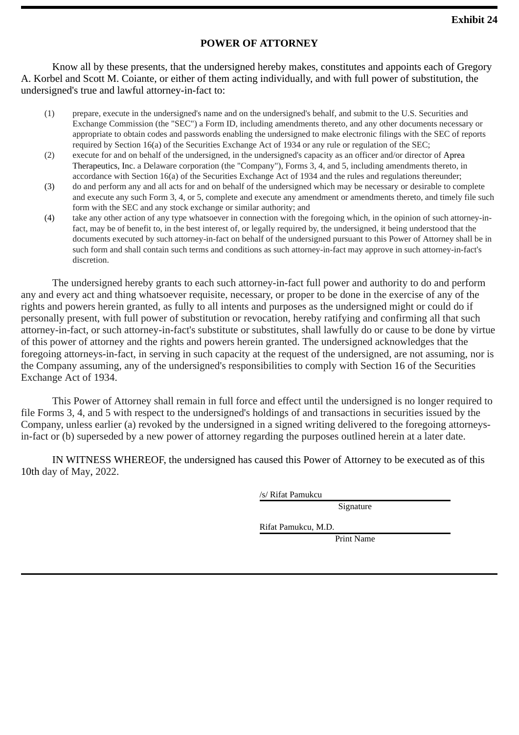**Exhibit 24**

# POWER OF ATTORNEY

Know all by these presents, that the undersigned hereby makes, constitutes and appoints each of Gregory A. Korbel and Scott M. Coiante, or either of them acting individually, and with full power of substitution, the undersigned's true and lawful attorney-in-fact to:

(1) prepare, execute in the undersigned's name and on the undersigned's behalf, and submit to the U.S. Securities and Exchange Commission (the "SEC") a Form ID, including amendments thereto, and any other documents necessary or appropriate to obtain codes and passwords enabling the undersigned to make electronic filings with the SEC of reports required by Section 16(a) of the Securities Exchange Act of 1934 or any rule or regulation of the SEC;

(2) execute for and on behalf of the undersigned, in the undersigned's capacity as an officer and/or director of Aprea Therapeutics, Inc. a Delaware corporation (the "Company"), Forms 3, 4, and 5, including amendments thereto, in accordance with Section 16(a) of the Securities Exchange Act of 1934 and the rules and regulations thereunder;

(3) do and perform any and all acts for and on behalf of the undersigned which may be necessary or desirable to complete and execute any such Form 3, 4, or 5, complete and execute any amendment or amendments thereto, and timely file such form with the SEC and any stock exchange or similar authority; and

(4) take any other action of any type whatsoever in connection with the foregoing which, in the opinion of such attorney-in-fact, may be of benefit to, in the best interest of, or legally required by, the undersigned, it being understood that the documents executed by such attorney-in-fact on behalf of the undersigned pursuant to this Power of Attorney shall be in such form and shall contain such terms and conditions as such attorney-in-fact may approve in such attorney-in-fact's discretion.

The undersigned hereby grants to each such attorney-in-fact full power and authority to do and perform any and every act and thing whatsoever requisite, necessary, or proper to be done in the exercise of any of the rights and powers herein granted, as fully to all intents and purposes as the undersigned might or could do if personally present, with full power of substitution or revocation, hereby ratifying and confirming all that such attorney-in-fact, or such attorney-in-fact's substitute or substitutes, shall lawfully do or cause to be done by virtue of this power of attorney and the rights and powers herein granted. The undersigned acknowledges that the foregoing attorneys-in-fact, in serving in such capacity at the request of the undersigned, are not assuming, nor is the Company assuming, any of the undersigned's responsibilities to comply with Section 16 of the Securities Exchange Act of 1934.

This Power of Attorney shall remain in full force and effect until the undersigned is no longer required to file Forms 3, 4, and 5 with respect to the undersigned's holdings of and transactions in securities issued by the Company, unless earlier (a) revoked by the undersigned in a signed writing delivered to the foregoing attorneys-in-fact or (b) superseded by a new power of attorney regarding the purposes outlined herein at a later date.

IN WITNESS WHEREOF, the undersigned has caused this Power of Attorney to be executed as of this 10th day of May, 2022.

/s/ Rifat Pamukcu
Signature

Rifat Pamukcu, M.D.
Print Name